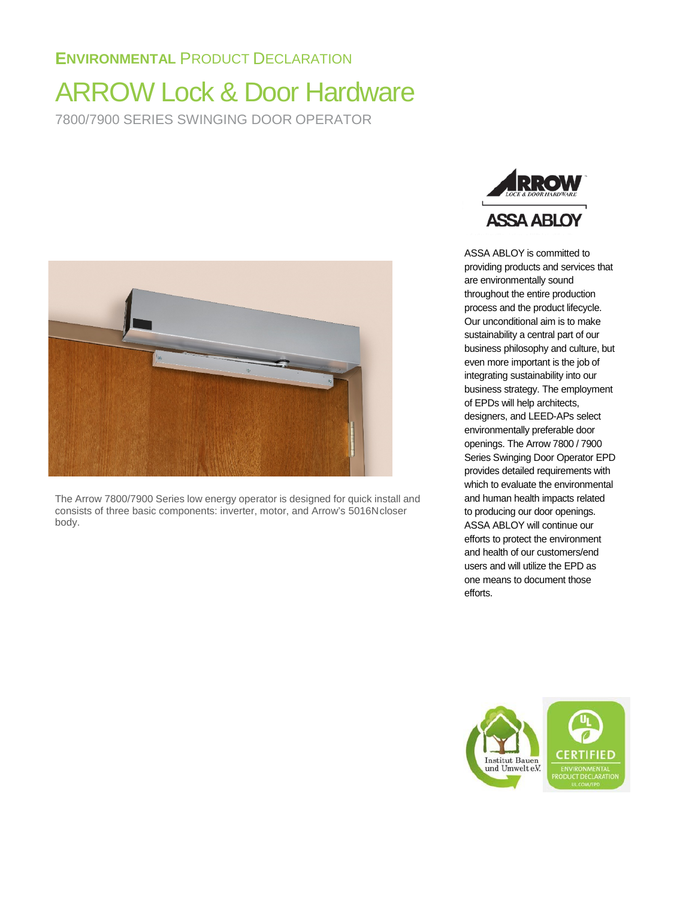**ENVIRONMENTAL** PRODUCT DECLARATION

# ARROW Lock & Door Hardware

7800/7900 SERIES SWINGING DOOR OPERATOR

The Arrow 7800/7900 Series low energy operator is designed for quick install and consists of three basic components: inverter, motor, and Arrow's 5016N closer body.

ASSA ABLOY is committed to providing products and services that are environmentally sound throughout the entire production process and the product lifecycle. Our unconditional aim is to make sustainability a central part of our business philosophy and culture, but even more important is the job of integrating sustainability into our business strategy. The employment of EPDs will help architects, designers, and LEED-APs select environmentally preferable door openings. The Arrow 7800 / 7900 Series Swinging Door Operator EPD provides detailed requirements with which to evaluate the environmental and human health impacts related to producing our door openings. ASSA ABLOY will continue our efforts to protect the environment and health of our customers/end users and will utilize the EPD as one means to document those efforts.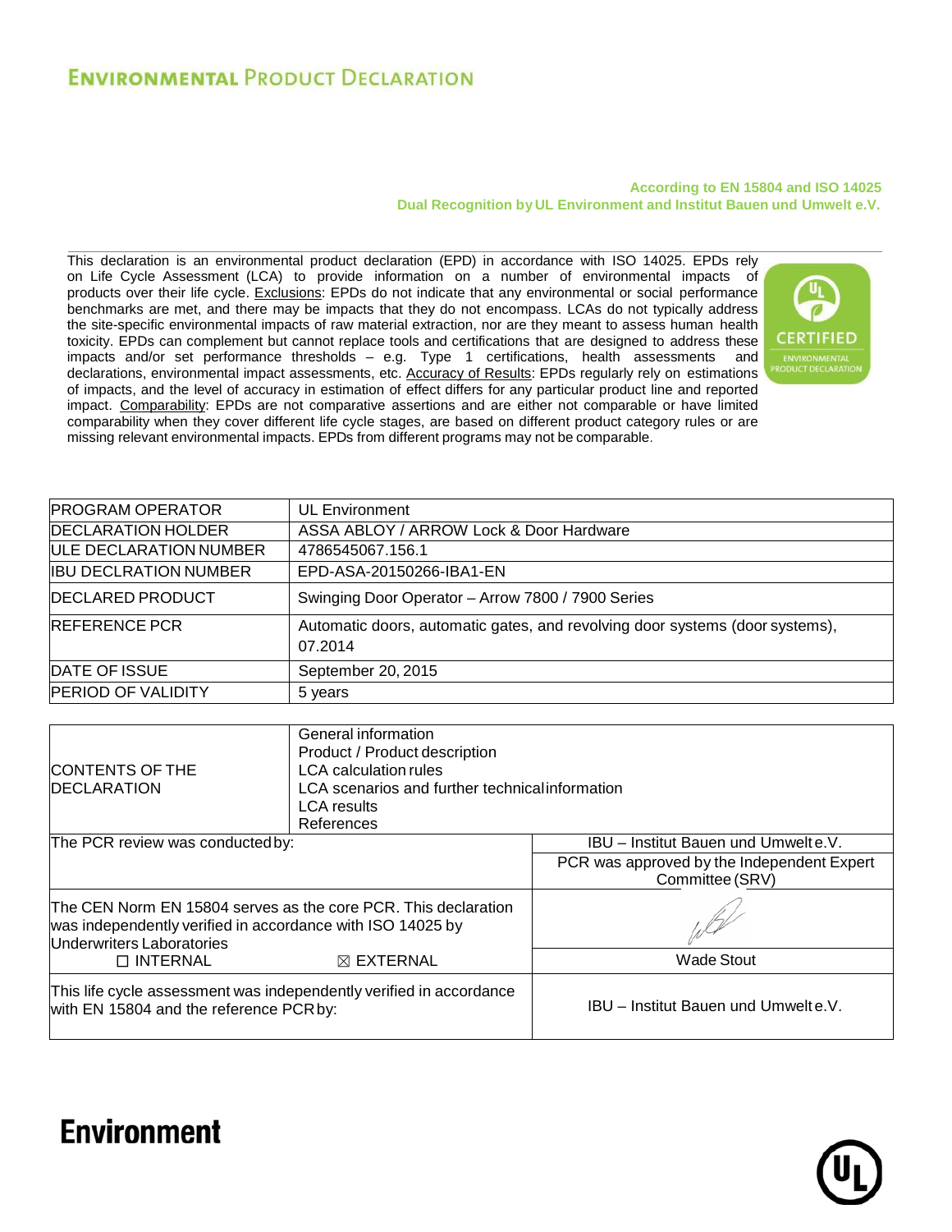# ENVIRONMENTAL PRODUCT DECLARATION

**According to EN 15804 and ISO 14025**
**Dual Recognition by UL Environment and Institut Bauen und Umwelt e.V.**

This declaration is an environmental product declaration (EPD) in accordance with ISO 14025. EPDs rely on Life Cycle Assessment (LCA) to provide information on a number of environmental impacts of products over their life cycle. Exclusions: EPDs do not indicate that any environmental or social performance benchmarks are met, and there may be impacts that they do not encompass. LCAs do not typically address the site-specific environmental impacts of raw material extraction, nor are they meant to assess human health toxicity. EPDs can complement but cannot replace tools and certifications that are designed to address these impacts and/or set performance thresholds – e.g. Type 1 certifications, health assessments and declarations, environmental impact assessments, etc. Accuracy of Results: EPDs regularly rely on estimations of impacts, and the level of accuracy in estimation of effect differs for any particular product line and reported impact. Comparability: EPDs are not comparative assertions and are either not comparable or have limited comparability when they cover different life cycle stages, are based on different product category rules or are missing relevant environmental impacts. EPDs from different programs may not be comparable.

| | |
|---|---|
| PROGRAM OPERATOR | UL Environment |
| DECLARATION HOLDER | ASSA ABLOY / ARROW Lock & Door Hardware |
| ULE DECLARATION NUMBER | 4786545067.156.1 |
| IBU DECLRATION NUMBER | EPD-ASA-20150266-IBA1-EN |
| DECLARED PRODUCT | Swinging Door Operator – Arrow 7800 / 7900 Series |
| REFERENCE PCR | Automatic doors, automatic gates, and revolving door systems (door systems), 07.2014 |
| DATE OF ISSUE | September 20, 2015 |
| PERIOD OF VALIDITY | 5 years |

| | |
|---|---|
| CONTENTS OF THE DECLARATION | General information<br>Product / Product description<br>LCA calculation rules<br>LCA scenarios and further technical information<br>LCA results<br>References |
| The PCR review was conducted by: | IBU – Institut Bauen und Umwelt e.V.<br>PCR was approved by the Independent Expert Committee (SRV) |
| The CEN Norm EN 15804 serves as the core PCR. This declaration was independently verified in accordance with ISO 14025 by Underwriters Laboratories<br>☐ INTERNAL ☒ EXTERNAL | Wade Stout |
| This life cycle assessment was independently verified in accordance with EN 15804 and the reference PCR by: | IBU – Institut Bauen und Umwelt e.V. |

Environment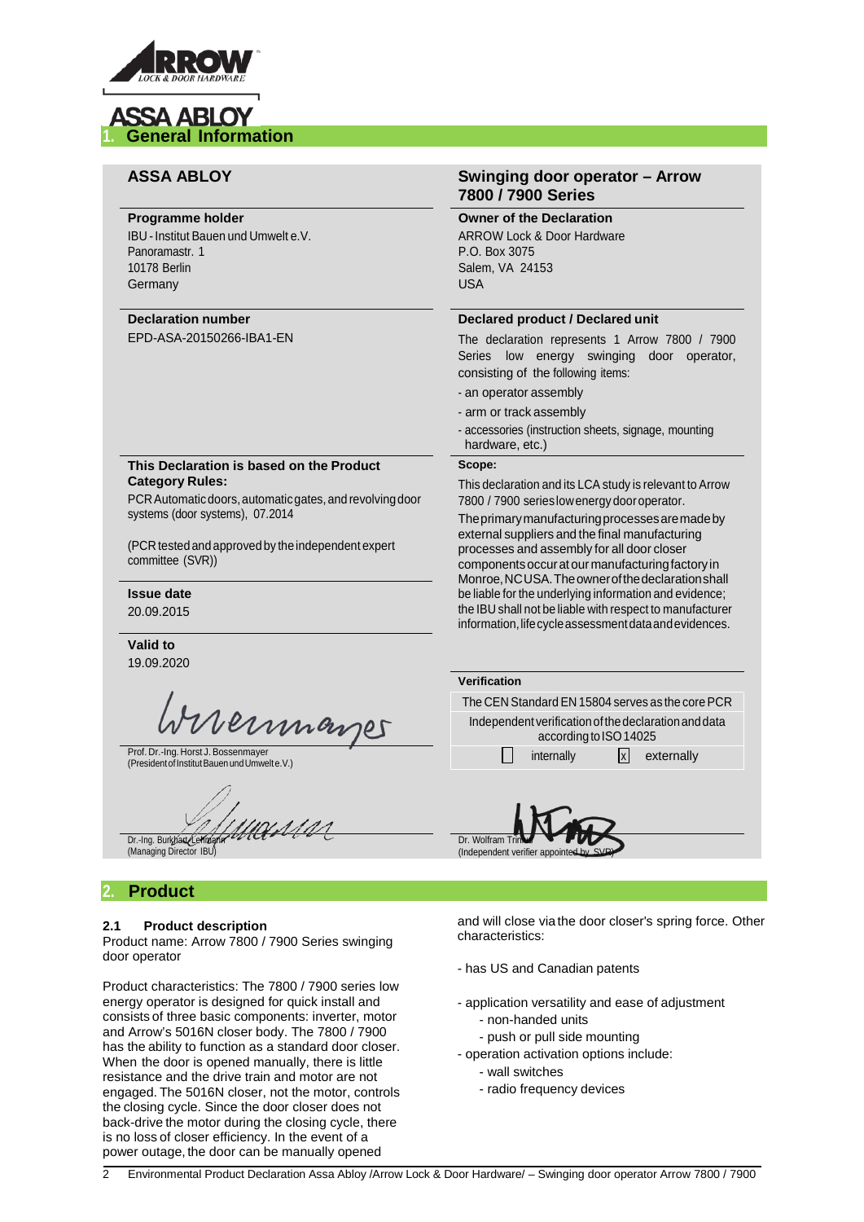## 1. General Information

**ASSA ABLOY**

**Swinging door operator – Arrow 7800 / 7900 Series**

**Programme holder**
IBU - Institut Bauen und Umwelt e.V.
Panoramastr. 1
10178 Berlin
Germany

**Owner of the Declaration**
ARROW Lock & Door Hardware
P.O. Box 3075
Salem, VA 24153
USA

**Declaration number**
EPD-ASA-20150266-IBA1-EN

**Declared product / Declared unit**
The declaration represents 1 Arrow 7800 / 7900 Series low energy swinging door operator, consisting of the following items:

- an operator assembly
- arm or track assembly
- accessories (instruction sheets, signage, mounting hardware, etc.)

**This Declaration is based on the Product Category Rules:**
PCR Automatic doors, automatic gates, and revolving door systems (door systems), 07.2014

(PCR tested and approved by the independent expert committee (SVR))

**Scope:**
This declaration and its LCA study is relevant to Arrow 7800 / 7900 series low energy door operator.
The primary manufacturing processes are made by external suppliers and the final manufacturing processes and assembly for all door closer components occur at our manufacturing factory in Monroe, NC USA. The owner of the declaration shall be liable for the underlying information and evidence; the IBU shall not be liable with respect to manufacturer information, life cycle assessment data and evidences.

**Issue date**
20.09.2015

**Valid to**
19.09.2020

Prof. Dr.-Ing. Horst J. Bossenmayer
(President of Institut Bauen und Umwelt e.V.)

Dr.-Ing. Burkhart Lehmann
(Managing Director IBU)

**Verification**

The CEN Standard EN 15804 serves as the core PCR

Independent verification of the declaration and data according to ISO 14025

☐ internally ☒ externally

Dr. Wolfram Trinius
(Independent verifier appointed by SVR)

## 2. Product

### 2.1 Product description

Product name: Arrow 7800 / 7900 Series swinging door operator

Product characteristics: The 7800 / 7900 series low energy operator is designed for quick install and consists of three basic components: inverter, motor and Arrow's 5016N closer body. The 7800 / 7900 has the ability to function as a standard door closer. When the door is opened manually, there is little resistance and the drive train and motor are not engaged. The 5016N closer, not the motor, controls the closing cycle. Since the door closer does not back-drive the motor during the closing cycle, there is no loss of closer efficiency. In the event of a power outage, the door can be manually opened and will close via the door closer's spring force. Other characteristics:

- has US and Canadian patents
- application versatility and ease of adjustment
  - non-handed units
  - push or pull side mounting
- operation activation options include:
  - wall switches
  - radio frequency devices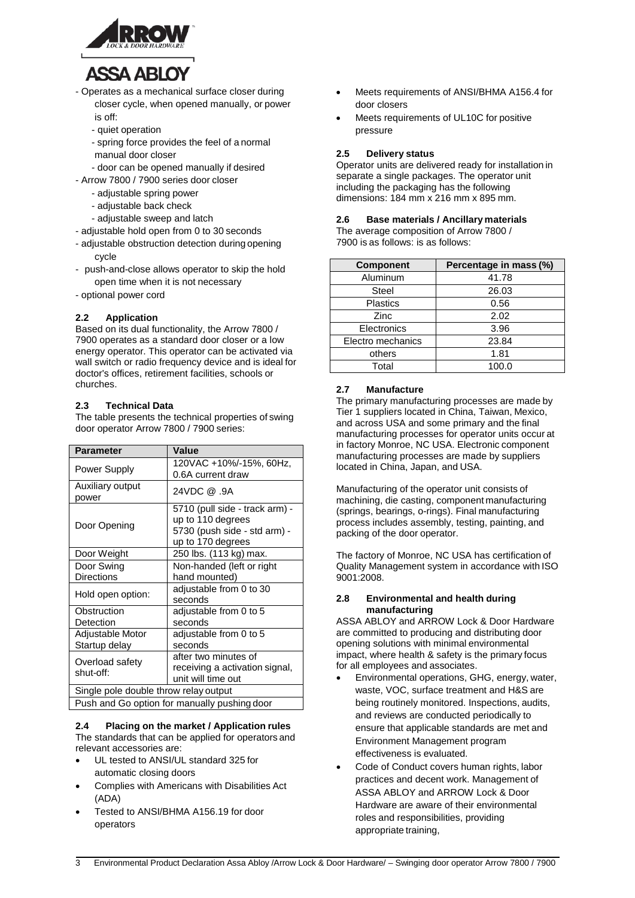- Operates as a mechanical surface closer during closer cycle, when opened manually, or power is off:
    - quiet operation
    - spring force provides the feel of a normal manual door closer
    - door can be opened manually if desired
- Arrow 7800 / 7900 series door closer
    - adjustable spring power
    - adjustable back check
    - adjustable sweep and latch
- adjustable hold open from 0 to 30 seconds
- adjustable obstruction detection during opening cycle
- push-and-close allows operator to skip the hold open time when it is not necessary
- optional power cord

### 2.2 Application

Based on its dual functionality, the Arrow 7800 / 7900 operates as a standard door closer or a low energy operator. This operator can be activated via wall switch or radio frequency device and is ideal for doctor's offices, retirement facilities, schools or churches.

### 2.3 Technical Data

The table presents the technical properties of swing door operator Arrow 7800 / 7900 series:

| Parameter | Value |
|---|---|
| Power Supply | 120VAC +10%/-15%, 60Hz, 0.6A current draw |
| Auxiliary output power | 24VDC @ .9A |
| Door Opening | 5710 (pull side - track arm) - up to 110 degrees<br>5730 (push side - std arm) - up to 170 degrees |
| Door Weight | 250 lbs. (113 kg) max. |
| Door Swing Directions | Non-handed (left or right hand mounted) |
| Hold open option: | adjustable from 0 to 30 seconds |
| Obstruction Detection | adjustable from 0 to 5 seconds |
| Adjustable Motor Startup delay | adjustable from 0 to 5 seconds |
| Overload safety shut-off: | after two minutes of receiving a activation signal, unit will time out |
| Single pole double throw relay output | |
| Push and Go option for manually pushing door | |

### 2.4 Placing on the market / Application rules

The standards that can be applied for operators and relevant accessories are:

- UL tested to ANSI/UL standard 325 for automatic closing doors
- Complies with Americans with Disabilities Act (ADA)
- Tested to ANSI/BHMA A156.19 for door operators
- Meets requirements of ANSI/BHMA A156.4 for door closers
- Meets requirements of UL10C for positive pressure

### 2.5 Delivery status

Operator units are delivered ready for installation in separate a single packages. The operator unit including the packaging has the following dimensions: 184 mm x 216 mm x 895 mm.

### 2.6 Base materials / Ancillary materials

The average composition of Arrow 7800 / 7900 is as follows: is as follows:

| Component | Percentage in mass (%) |
|---|---|
| Aluminum | 41.78 |
| Steel | 26.03 |
| Plastics | 0.56 |
| Zinc | 2.02 |
| Electronics | 3.96 |
| Electro mechanics | 23.84 |
| others | 1.81 |
| Total | 100.0 |

### 2.7 Manufacture

The primary manufacturing processes are made by Tier 1 suppliers located in China, Taiwan, Mexico, and across USA and some primary and the final manufacturing processes for operator units occur at in factory Monroe, NC USA. Electronic component manufacturing processes are made by suppliers located in China, Japan, and USA.

Manufacturing of the operator unit consists of machining, die casting, component manufacturing (springs, bearings, o-rings). Final manufacturing process includes assembly, testing, painting, and packing of the door operator.

The factory of Monroe, NC USA has certification of Quality Management system in accordance with ISO 9001:2008.

### 2.8 Environmental and health during manufacturing

ASSA ABLOY and ARROW Lock & Door Hardware are committed to producing and distributing door opening solutions with minimal environmental impact, where health & safety is the primary focus for all employees and associates.

- Environmental operations, GHG, energy, water, waste, VOC, surface treatment and H&S are being routinely monitored. Inspections, audits, and reviews are conducted periodically to ensure that applicable standards are met and Environment Management program effectiveness is evaluated.
- Code of Conduct covers human rights, labor practices and decent work. Management of ASSA ABLOY and ARROW Lock & Door Hardware are aware of their environmental roles and responsibilities, providing appropriate training,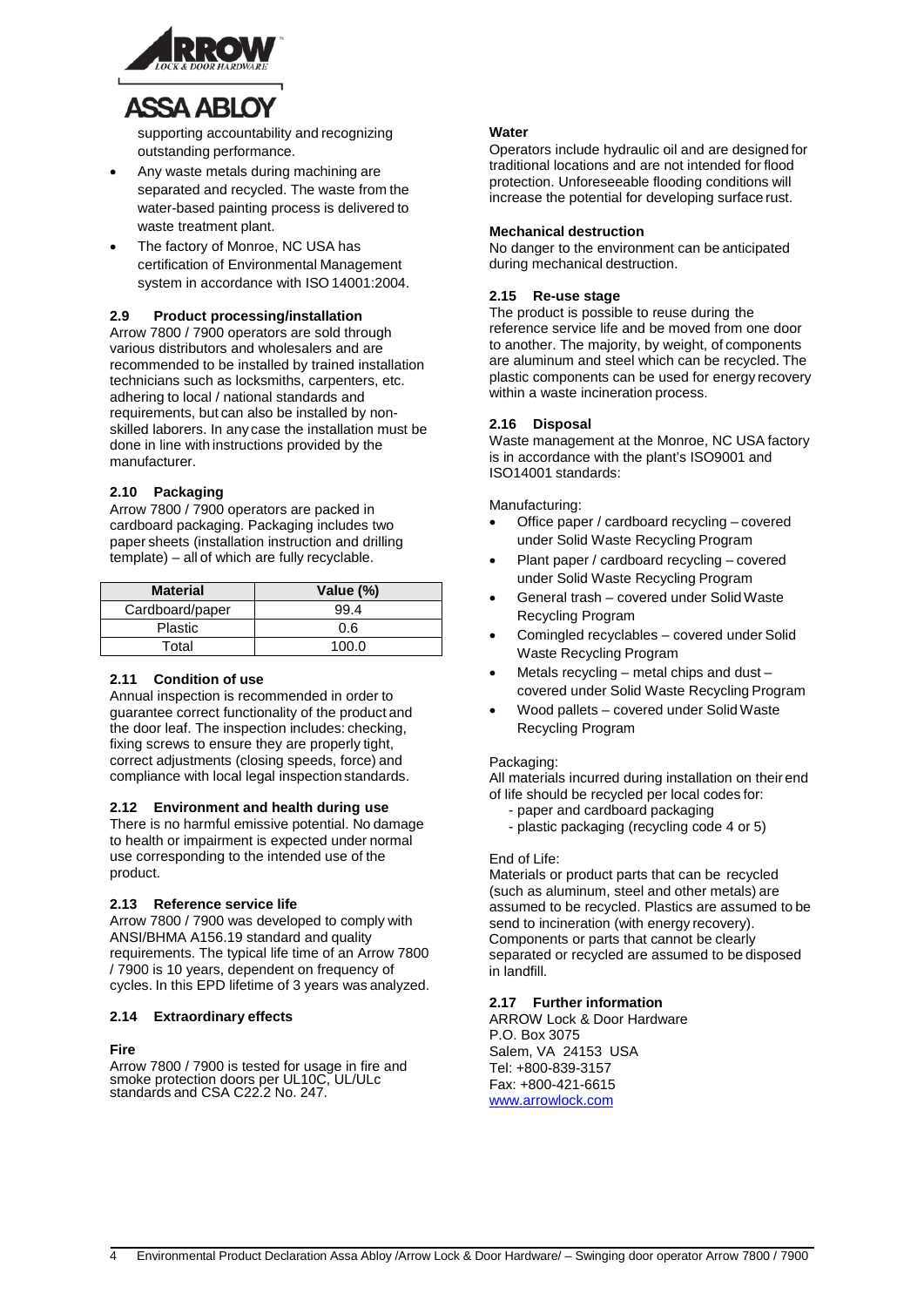supporting accountability and recognizing outstanding performance.

- Any waste metals during machining are separated and recycled. The waste from the water-based painting process is delivered to waste treatment plant.
- The factory of Monroe, NC USA has certification of Environmental Management system in accordance with ISO 14001:2004.

### 2.9 Product processing/installation

Arrow 7800 / 7900 operators are sold through various distributors and wholesalers and are recommended to be installed by trained installation technicians such as locksmiths, carpenters, etc. adhering to local / national standards and requirements, but can also be installed by non-skilled laborers. In any case the installation must be done in line with instructions provided by the manufacturer.

### 2.10 Packaging

Arrow 7800 / 7900 operators are packed in cardboard packaging. Packaging includes two paper sheets (installation instruction and drilling template) – all of which are fully recyclable.

| Material | Value (%) |
|---|---|
| Cardboard/paper | 99.4 |
| Plastic | 0.6 |
| Total | 100.0 |

### 2.11 Condition of use

Annual inspection is recommended in order to guarantee correct functionality of the product and the door leaf. The inspection includes: checking, fixing screws to ensure they are properly tight, correct adjustments (closing speeds, force) and compliance with local legal inspection standards.

### 2.12 Environment and health during use

There is no harmful emissive potential. No damage to health or impairment is expected under normal use corresponding to the intended use of the product.

### 2.13 Reference service life

Arrow 7800 / 7900 was developed to comply with ANSI/BHMA A156.19 standard and quality requirements. The typical life time of an Arrow 7800 / 7900 is 10 years, dependent on frequency of cycles. In this EPD lifetime of 3 years was analyzed.

### 2.14 Extraordinary effects

**Fire**

Arrow 7800 / 7900 is tested for usage in fire and smoke protection doors per UL10C, UL/ULc standards and CSA C22.2 No. 247.

**Water**

Operators include hydraulic oil and are designed for traditional locations and are not intended for flood protection. Unforeseeable flooding conditions will increase the potential for developing surface rust.

**Mechanical destruction**

No danger to the environment can be anticipated during mechanical destruction.

### 2.15 Re-use stage

The product is possible to reuse during the reference service life and be moved from one door to another. The majority, by weight, of components are aluminum and steel which can be recycled. The plastic components can be used for energy recovery within a waste incineration process.

### 2.16 Disposal

Waste management at the Monroe, NC USA factory is in accordance with the plant's ISO9001 and ISO14001 standards:

Manufacturing:

- Office paper / cardboard recycling – covered under Solid Waste Recycling Program
- Plant paper / cardboard recycling – covered under Solid Waste Recycling Program
- General trash – covered under Solid Waste Recycling Program
- Comingled recyclables – covered under Solid Waste Recycling Program
- Metals recycling – metal chips and dust – covered under Solid Waste Recycling Program
- Wood pallets – covered under Solid Waste Recycling Program

Packaging:

All materials incurred during installation on their end of life should be recycled per local codes for:

- paper and cardboard packaging
- plastic packaging (recycling code 4 or 5)

End of Life:

Materials or product parts that can be recycled (such as aluminum, steel and other metals) are assumed to be recycled. Plastics are assumed to be send to incineration (with energy recovery). Components or parts that cannot be clearly separated or recycled are assumed to be disposed in landfill.

### 2.17 Further information

ARROW Lock & Door Hardware
P.O. Box 3075
Salem, VA 24153 USA
Tel: +800-839-3157
Fax: +800-421-6615
www.arrowlock.com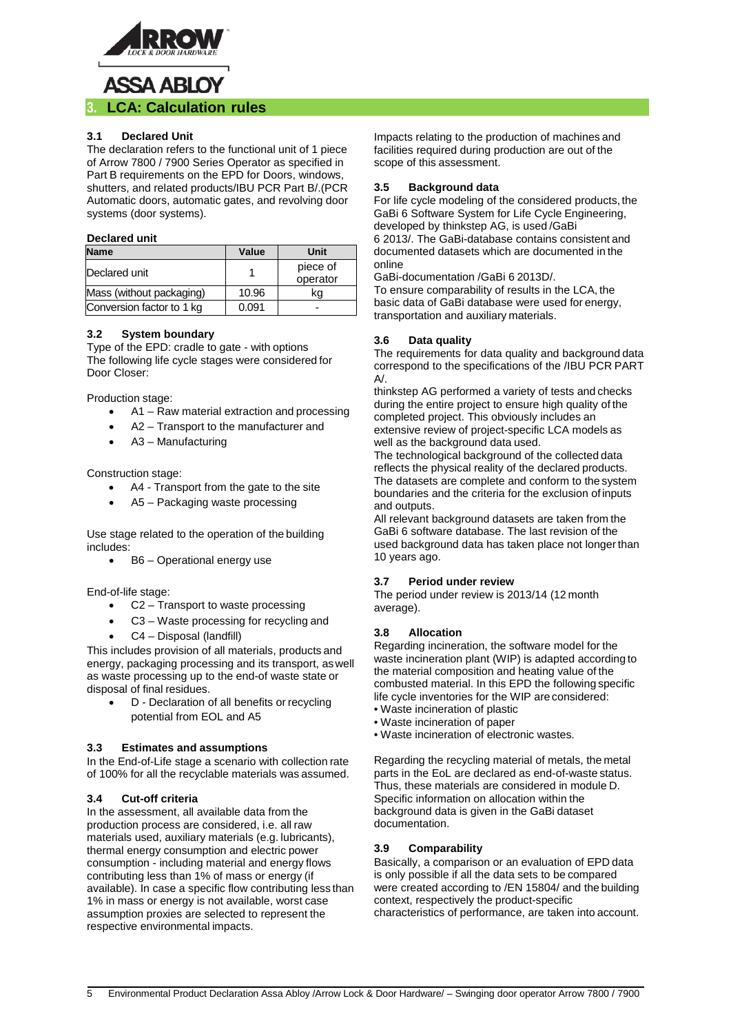## 3. LCA: Calculation rules

### 3.1 Declared Unit

The declaration refers to the functional unit of 1 piece of Arrow 7800 / 7900 Series Operator as specified in Part B requirements on the EPD for Doors, windows, shutters, and related products/IBU PCR Part B/.(PCR Automatic doors, automatic gates, and revolving door systems (door systems).

**Declared unit**

| Name | Value | Unit |
|---|---|---|
| Declared unit | 1 | piece of operator |
| Mass (without packaging) | 10.96 | kg |
| Conversion factor to 1 kg | 0.091 | - |

### 3.2 System boundary

Type of the EPD: cradle to gate - with options
The following life cycle stages were considered for Door Closer:

Production stage:

- A1 – Raw material extraction and processing
- A2 – Transport to the manufacturer and
- A3 – Manufacturing

Construction stage:

- A4 - Transport from the gate to the site
- A5 – Packaging waste processing

Use stage related to the operation of the building includes:

- B6 – Operational energy use

End-of-life stage:

- C2 – Transport to waste processing
- C3 – Waste processing for recycling and
- C4 – Disposal (landfill)

This includes provision of all materials, products and energy, packaging processing and its transport, as well as waste processing up to the end-of waste state or disposal of final residues.

- D - Declaration of all benefits or recycling potential from EOL and A5

### 3.3 Estimates and assumptions

In the End-of-Life stage a scenario with collection rate of 100% for all the recyclable materials was assumed.

### 3.4 Cut-off criteria

In the assessment, all available data from the production process are considered, i.e. all raw materials used, auxiliary materials (e.g. lubricants), thermal energy consumption and electric power consumption - including material and energy flows contributing less than 1% of mass or energy (if available). In case a specific flow contributing less than 1% in mass or energy is not available, worst case assumption proxies are selected to represent the respective environmental impacts.

Impacts relating to the production of machines and facilities required during production are out of the scope of this assessment.

### 3.5 Background data

For life cycle modeling of the considered products, the GaBi 6 Software System for Life Cycle Engineering, developed by thinkstep AG, is used /GaBi 6 2013/. The GaBi-database contains consistent and documented datasets which are documented in the online GaBi-documentation /GaBi 6 2013D/.
To ensure comparability of results in the LCA, the basic data of GaBi database were used for energy, transportation and auxiliary materials.

### 3.6 Data quality

The requirements for data quality and background data correspond to the specifications of the /IBU PCR PART A/.
thinkstep AG performed a variety of tests and checks during the entire project to ensure high quality of the completed project. This obviously includes an extensive review of project-specific LCA models as well as the background data used.
The technological background of the collected data reflects the physical reality of the declared products. The datasets are complete and conform to the system boundaries and the criteria for the exclusion of inputs and outputs.
All relevant background datasets are taken from the GaBi 6 software database. The last revision of the used background data has taken place not longer than 10 years ago.

### 3.7 Period under review

The period under review is 2013/14 (12 month average).

### 3.8 Allocation

Regarding incineration, the software model for the waste incineration plant (WIP) is adapted according to the material composition and heating value of the combusted material. In this EPD the following specific life cycle inventories for the WIP are considered:

- Waste incineration of plastic
- Waste incineration of paper
- Waste incineration of electronic wastes.

Regarding the recycling material of metals, the metal parts in the EoL are declared as end-of-waste status. Thus, these materials are considered in module D. Specific information on allocation within the background data is given in the GaBi dataset documentation.

### 3.9 Comparability

Basically, a comparison or an evaluation of EPD data is only possible if all the data sets to be compared were created according to /EN 15804/ and the building context, respectively the product-specific characteristics of performance, are taken into account.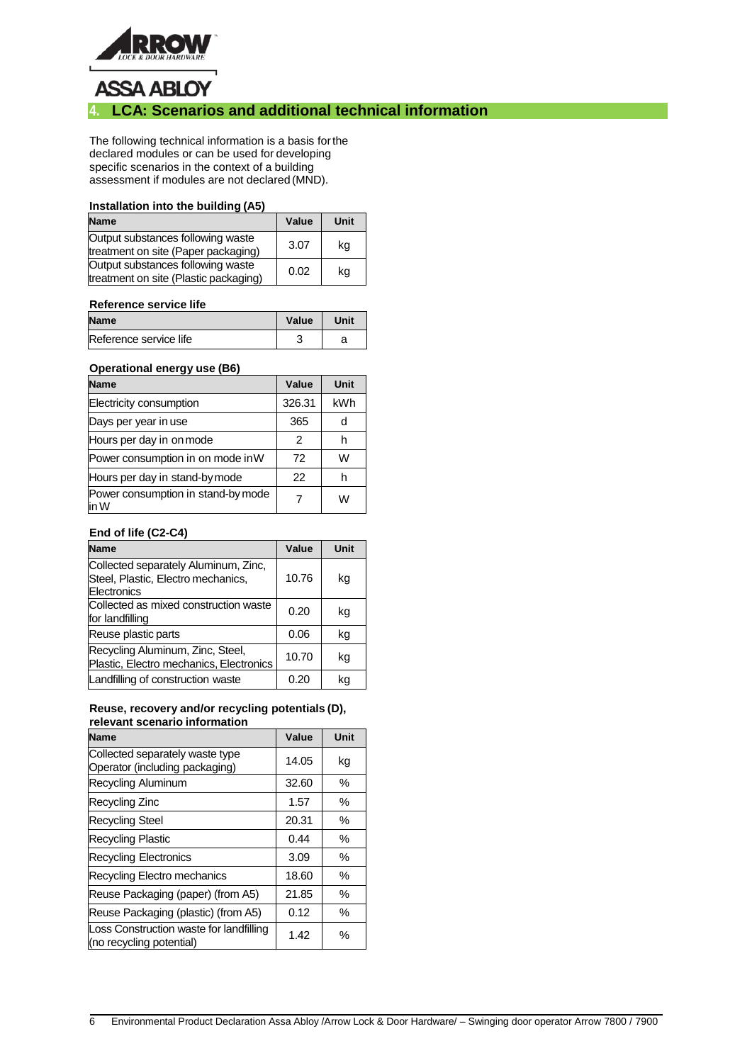## 4. LCA: Scenarios and additional technical information

The following technical information is a basis for the declared modules or can be used for developing specific scenarios in the context of a building assessment if modules are not declared (MND).

**Installation into the building (A5)**

| Name | Value | Unit |
|---|---|---|
| Output substances following waste treatment on site (Paper packaging) | 3.07 | kg |
| Output substances following waste treatment on site (Plastic packaging) | 0.02 | kg |

**Reference service life**

| Name | Value | Unit |
|---|---|---|
| Reference service life | 3 | a |

**Operational energy use (B6)**

| Name | Value | Unit |
|---|---|---|
| Electricity consumption | 326.31 | kWh |
| Days per year in use | 365 | d |
| Hours per day in on mode | 2 | h |
| Power consumption in on mode in W | 72 | W |
| Hours per day in stand-by mode | 22 | h |
| Power consumption in stand-by mode in W | 7 | W |

**End of life (C2-C4)**

| Name | Value | Unit |
|---|---|---|
| Collected separately Aluminum, Zinc, Steel, Plastic, Electro mechanics, Electronics | 10.76 | kg |
| Collected as mixed construction waste for landfilling | 0.20 | kg |
| Reuse plastic parts | 0.06 | kg |
| Recycling Aluminum, Zinc, Steel, Plastic, Electro mechanics, Electronics | 10.70 | kg |
| Landfilling of construction waste | 0.20 | kg |

**Reuse, recovery and/or recycling potentials (D), relevant scenario information**

| Name | Value | Unit |
|---|---|---|
| Collected separately waste type Operator (including packaging) | 14.05 | kg |
| Recycling Aluminum | 32.60 | % |
| Recycling Zinc | 1.57 | % |
| Recycling Steel | 20.31 | % |
| Recycling Plastic | 0.44 | % |
| Recycling Electronics | 3.09 | % |
| Recycling Electro mechanics | 18.60 | % |
| Reuse Packaging (paper) (from A5) | 21.85 | % |
| Reuse Packaging (plastic) (from A5) | 0.12 | % |
| Loss Construction waste for landfilling (no recycling potential) | 1.42 | % |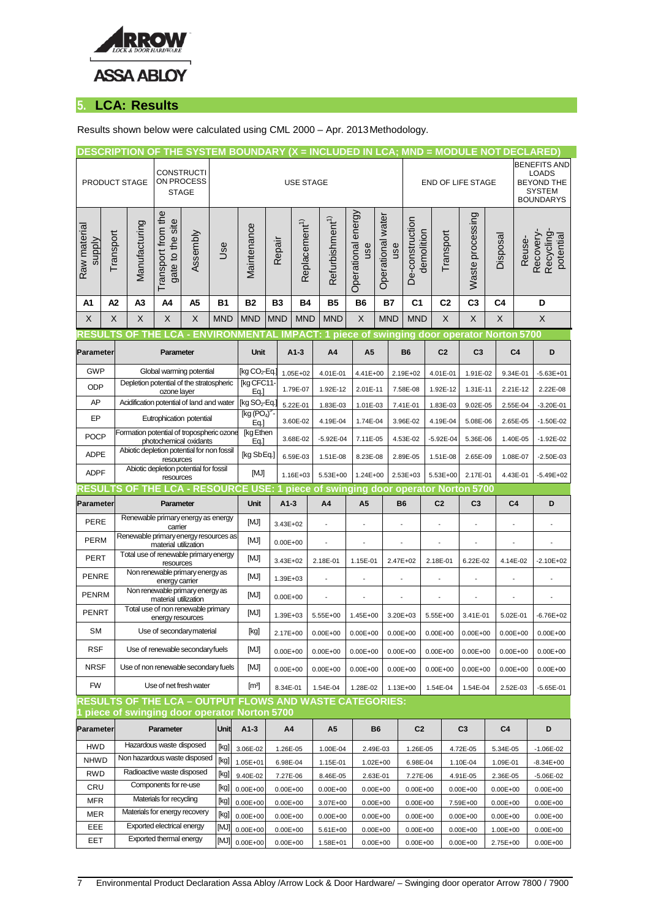## 5. LCA: Results

Results shown below were calculated using CML 2000 – Apr. 2013 Methodology.

**DESCRIPTION OF THE SYSTEM BOUNDARY (X = INCLUDED IN LCA; MND = MODULE NOT DECLARED)**

| PRODUCT STAGE | | | CONSTRUCTION PROCESS STAGE | | USE STAGE | | | | | | | END OF LIFE STAGE | | | | BENEFITS AND LOADS BEYOND THE SYSTEM BOUNDARYS |
|---|---|---|---|---|---|---|---|---|---|---|---|---|---|---|---|---|
| Raw material supply | Transport | Manufacturing | Transport from the gate to the site | Assembly | Use | Maintenance | Repair | Replacement[1)] | Refurbishment[1)] | Operational energy use | Operational water use | De-construction demolition | Transport | Waste processing | Disposal | Reuse-Recovery-Recycling-potential |
| A1 | A2 | A3 | A4 | A5 | B1 | B2 | B3 | B4 | B5 | B6 | B7 | C1 | C2 | C3 | C4 | D |
| X | X | X | X | X | MND | MND | MND | MND | MND | X | MND | MND | X | X | X | X |

**RESULTS OF THE LCA - ENVIRONMENTAL IMPACT: 1 piece of swinging door operator Norton 5700**

| Parameter | Parameter | Unit | A1-3 | A4 | A5 | B6 | C2 | C3 | C4 | D |
|---|---|---|---|---|---|---|---|---|---|---|
| GWP | Global warming potential | [kg $CO_2$-Eq.] | 1.05E+02 | 4.01E-01 | 4.41E+00 | 2.19E+02 | 4.01E-01 | 1.91E-02 | 9.34E-01 | -5.63E+01 |
| ODP | Depletion potential of the stratospheric ozone layer | [kg CFC11-Eq.] | 1.79E-07 | 1.92E-12 | 2.01E-11 | 7.58E-08 | 1.92E-12 | 1.31E-11 | 2.21E-12 | 2.22E-08 |
| AP | Acidification potential of land and water | [kg $SO_2$-Eq.] | 5.22E-01 | 1.83E-03 | 1.01E-03 | 7.41E-01 | 1.83E-03 | 9.02E-05 | 2.55E-04 | -3.20E-01 |
| EP | Eutrophication potential | [kg $(PO_4)^{3-}$-Eq.] | 3.60E-02 | 4.19E-04 | 1.74E-04 | 3.96E-02 | 4.19E-04 | 5.08E-06 | 2.65E-05 | -1.50E-02 |
| POCP | Formation potential of tropospheric ozone photochemical oxidants | [kg Ethen Eq.] | 3.68E-02 | -5.92E-04 | 7.11E-05 | 4.53E-02 | -5.92E-04 | 5.36E-06 | 1.40E-05 | -1.92E-02 |
| ADPE | Abiotic depletion potential for non fossil resources | [kg Sb Eq.] | 6.59E-03 | 1.51E-08 | 8.23E-08 | 2.89E-05 | 1.51E-08 | 2.65E-09 | 1.08E-07 | -2.50E-03 |
| ADPF | Abiotic depletion potential for fossil resources | [MJ] | 1.16E+03 | 5.53E+00 | 1.24E+00 | 2.53E+03 | 5.53E+00 | 2.17E-01 | 4.43E-01 | -5.49E+02 |

**RESULTS OF THE LCA - RESOURCE USE: 1 piece of swinging door operator Norton 5700**

| Parameter | Parameter | Unit | A1-3 | A4 | A5 | B6 | C2 | C3 | C4 | D |
|---|---|---|---|---|---|---|---|---|---|---|
| PERE | Renewable primary energy as energy carrier | [MJ] | 3.43E+02 | - | - | - | - | - | - | - |
| PERM | Renewable primary energy resources as material utilization | [MJ] | 0.00E+00 | - | - | - | - | - | - | - |
| PERT | Total use of renewable primary energy resources | [MJ] | 3.43E+02 | 2.18E-01 | 1.15E-01 | 2.47E+02 | 2.18E-01 | 6.22E-02 | 4.14E-02 | -2.10E+02 |
| PENRE | Non renewable primary energy as energy carrier | [MJ] | 1.39E+03 | - | - | - | - | - | - | - |
| PENRM | Non renewable primary energy as material utilization | [MJ] | 0.00E+00 | - | - | - | - | - | - | - |
| PENRT | Total use of non renewable primary energy resources | [MJ] | 1.39E+03 | 5.55E+00 | 1.45E+00 | 3.20E+03 | 5.55E+00 | 3.41E-01 | 5.02E-01 | -6.76E+02 |
| SM | Use of secondary material | [kg] | 2.17E+00 | 0.00E+00 | 0.00E+00 | 0.00E+00 | 0.00E+00 | 0.00E+00 | 0.00E+00 | 0.00E+00 |
| RSF | Use of renewable secondary fuels | [MJ] | 0.00E+00 | 0.00E+00 | 0.00E+00 | 0.00E+00 | 0.00E+00 | 0.00E+00 | 0.00E+00 | 0.00E+00 |
| NRSF | Use of non renewable secondary fuels | [MJ] | 0.00E+00 | 0.00E+00 | 0.00E+00 | 0.00E+00 | 0.00E+00 | 0.00E+00 | 0.00E+00 | 0.00E+00 |
| FW | Use of net fresh water | [m³] | 8.34E-01 | 1.54E-04 | 1.28E-02 | 1.13E+00 | 1.54E-04 | 1.54E-04 | 2.52E-03 | -5.65E-01 |

**RESULTS OF THE LCA – OUTPUT FLOWS AND WASTE CATEGORIES: 1 piece of swinging door operator Norton 5700**

| Parameter | Parameter | Unit | A1-3 | A4 | A5 | B6 | C2 | C3 | C4 | D |
|---|---|---|---|---|---|---|---|---|---|---|
| HWD | Hazardous waste disposed | [kg] | 3.06E-02 | 1.26E-05 | 1.00E-04 | 2.49E-03 | 1.26E-05 | 4.72E-05 | 5.34E-05 | -1.06E-02 |
| NHWD | Non hazardous waste disposed | [kg] | 1.05E+01 | 6.98E-04 | 1.15E-01 | 1.02E+00 | 6.98E-04 | 1.10E-04 | 1.09E-01 | -8.34E+00 |
| RWD | Radioactive waste disposed | [kg] | 9.40E-02 | 7.27E-06 | 8.46E-05 | 2.63E-01 | 7.27E-06 | 4.91E-05 | 2.36E-05 | -5.06E-02 |
| CRU | Components for re-use | [kg] | 0.00E+00 | 0.00E+00 | 0.00E+00 | 0.00E+00 | 0.00E+00 | 0.00E+00 | 0.00E+00 | 0.00E+00 |
| MFR | Materials for recycling | [kg] | 0.00E+00 | 0.00E+00 | 3.07E+00 | 0.00E+00 | 0.00E+00 | 7.59E+00 | 0.00E+00 | 0.00E+00 |
| MER | Materials for energy recovery | [kg] | 0.00E+00 | 0.00E+00 | 0.00E+00 | 0.00E+00 | 0.00E+00 | 0.00E+00 | 0.00E+00 | 0.00E+00 |
| EEE | Exported electrical energy | [MJ] | 0.00E+00 | 0.00E+00 | 5.61E+00 | 0.00E+00 | 0.00E+00 | 0.00E+00 | 1.00E+00 | 0.00E+00 |
| EET | Exported thermal energy | [MJ] | 0.00E+00 | 0.00E+00 | 1.58E+01 | 0.00E+00 | 0.00E+00 | 0.00E+00 | 2.75E+00 | 0.00E+00 |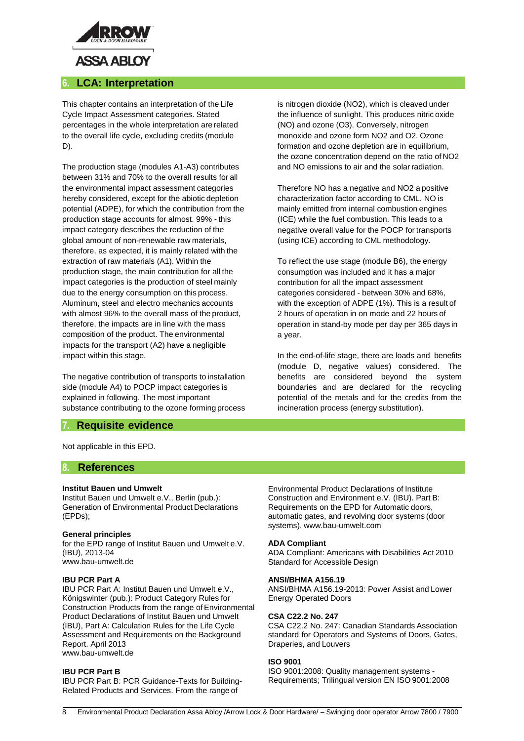## 6. LCA: Interpretation

This chapter contains an interpretation of the Life Cycle Impact Assessment categories. Stated percentages in the whole interpretation are related to the overall life cycle, excluding credits (module D).

The production stage (modules A1-A3) contributes between 31% and 70% to the overall results for all the environmental impact assessment categories hereby considered, except for the abiotic depletion potential (ADPE), for which the contribution from the production stage accounts for almost. 99% - this impact category describes the reduction of the global amount of non-renewable raw materials, therefore, as expected, it is mainly related with the extraction of raw materials (A1). Within the production stage, the main contribution for all the impact categories is the production of steel mainly due to the energy consumption on this process. Aluminum, steel and electro mechanics accounts with almost 96% to the overall mass of the product, therefore, the impacts are in line with the mass composition of the product. The environmental impacts for the transport (A2) have a negligible impact within this stage.

The negative contribution of transports to installation side (module A4) to POCP impact categories is explained in following. The most important substance contributing to the ozone forming process is nitrogen dioxide ($NO_2$), which is cleaved under the influence of sunlight. This produces nitric oxide (NO) and ozone ($O_3$). Conversely, nitrogen monoxide and ozone form $NO_2$ and $O_2$. Ozone formation and ozone depletion are in equilibrium, the ozone concentration depend on the ratio of $NO_2$ and NO emissions to air and the solar radiation.

Therefore NO has a negative and $NO_2$ a positive characterization factor according to CML. NO is mainly emitted from internal combustion engines (ICE) while the fuel combustion. This leads to a negative overall value for the POCP for transports (using ICE) according to CML methodology.

To reflect the use stage (module B6), the energy consumption was included and it has a major contribution for all the impact assessment categories considered - between 30% and 68%, with the exception of ADPE (1%). This is a result of 2 hours of operation in on mode and 22 hours of operation in stand-by mode per day per 365 days in a year.

In the end-of-life stage, there are loads and benefits (module D, negative values) considered. The benefits are considered beyond the system boundaries and are declared for the recycling potential of the metals and for the credits from the incineration process (energy substitution).

## 7. Requisite evidence

Not applicable in this EPD.

## 8. References

**Institut Bauen und Umwelt**
Institut Bauen und Umwelt e.V., Berlin (pub.): Generation of Environmental Product Declarations (EPDs);

**General principles**
for the EPD range of Institut Bauen und Umwelt e.V. (IBU), 2013-04
www.bau-umwelt.de

**IBU PCR Part A**
IBU PCR Part A: Institut Bauen und Umwelt e.V., Königswinter (pub.): Product Category Rules for Construction Products from the range of Environmental Product Declarations of Institut Bauen und Umwelt (IBU), Part A: Calculation Rules for the Life Cycle Assessment and Requirements on the Background Report. April 2013
www.bau-umwelt.de

**IBU PCR Part B**
IBU PCR Part B: PCR Guidance-Texts for Building-Related Products and Services. From the range of Environmental Product Declarations of Institute Construction and Environment e.V. (IBU). Part B: Requirements on the EPD for Automatic doors, automatic gates, and revolving door systems (door systems), www.bau-umwelt.com

**ADA Compliant**
ADA Compliant: Americans with Disabilities Act 2010 Standard for Accessible Design

**ANSI/BHMA A156.19**
ANSI/BHMA A156.19-2013: Power Assist and Lower Energy Operated Doors

**CSA C22.2 No. 247**
CSA C22.2 No. 247: Canadian Standards Association standard for Operators and Systems of Doors, Gates, Draperies, and Louvers

**ISO 9001**
ISO 9001:2008: Quality management systems - Requirements; Trilingual version EN ISO 9001:2008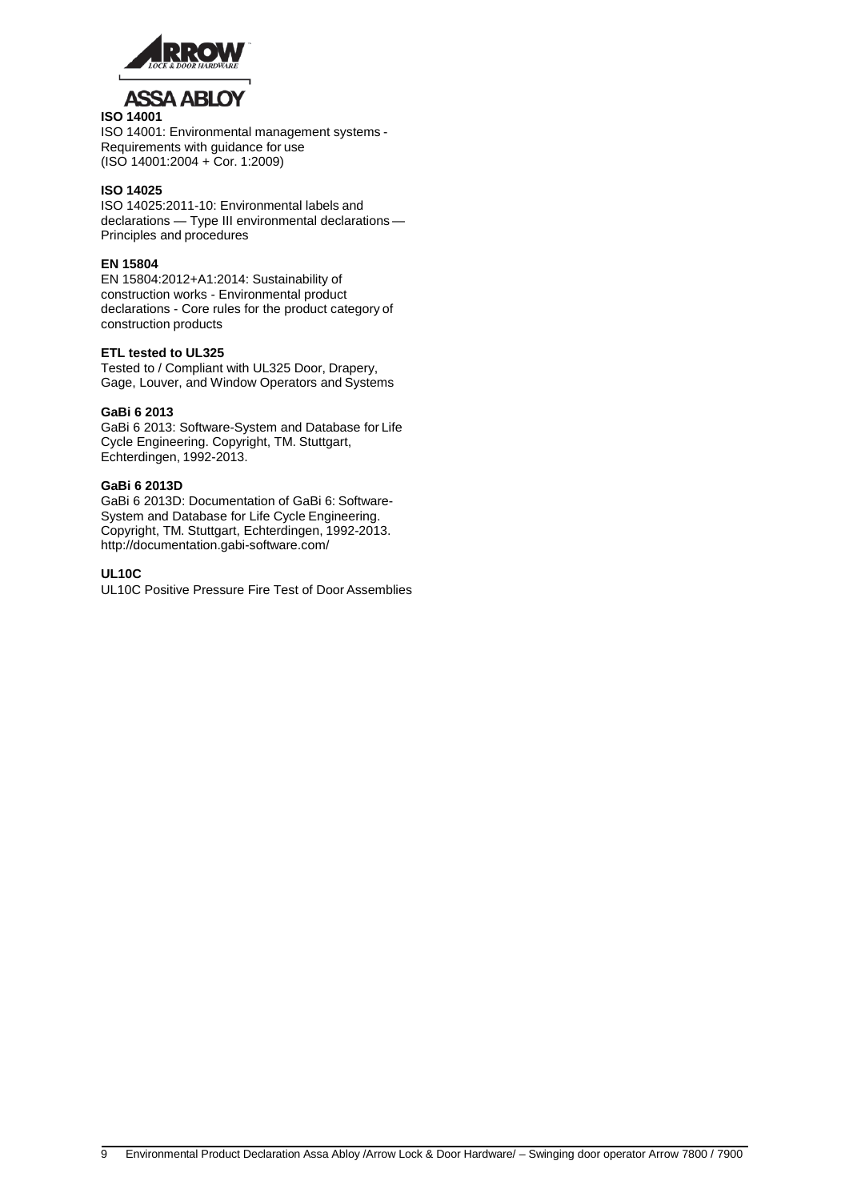**ISO 14001**

ISO 14001: Environmental management systems - Requirements with guidance for use (ISO 14001:2004 + Cor. 1:2009)

**ISO 14025**

ISO 14025:2011-10: Environmental labels and declarations — Type III environmental declarations — Principles and procedures

**EN 15804**

EN 15804:2012+A1:2014: Sustainability of construction works - Environmental product declarations - Core rules for the product category of construction products

**ETL tested to UL325**

Tested to / Compliant with UL325 Door, Drapery, Gage, Louver, and Window Operators and Systems

**GaBi 6 2013**

GaBi 6 2013: Software-System and Database for Life Cycle Engineering. Copyright, TM. Stuttgart, Echterdingen, 1992-2013.

**GaBi 6 2013D**

GaBi 6 2013D: Documentation of GaBi 6: Software-System and Database for Life Cycle Engineering. Copyright, TM. Stuttgart, Echterdingen, 1992-2013. http://documentation.gabi-software.com/

**UL10C**

UL10C Positive Pressure Fire Test of Door Assemblies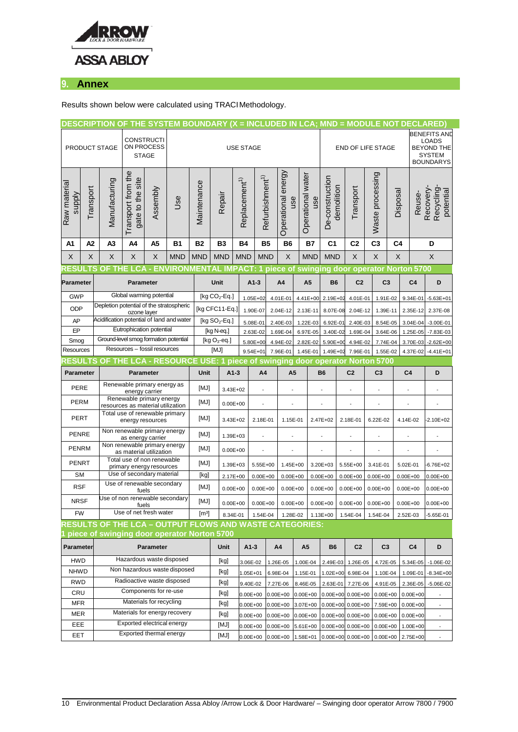## 9. Annex

Results shown below were calculated using TRACI Methodology.

**DESCRIPTION OF THE SYSTEM BOUNDARY (X = INCLUDED IN LCA; MND = MODULE NOT DECLARED)**

| PRODUCT STAGE | | | CONSTRUCTION PROCESS STAGE | | USE STAGE | | | | | | | END OF LIFE STAGE | | | | BENEFITS AND LOADS BEYOND THE SYSTEM BOUNDARYS |
|---|---|---|---|---|---|---|---|---|---|---|---|---|---|---|---|---|
| Raw material supply | Transport | Manufacturing | Transport from the gate to the site | Assembly | Use | Maintenance | Repair | Replacement[1] | Refurbishment[1] | Operational energy use | Operational water use | De-construction demolition | Transport | Waste processing | Disposal | Reuse-Recovery-Recycling-potential |
| A1 | A2 | A3 | A4 | A5 | B1 | B2 | B3 | B4 | B5 | B6 | B7 | C1 | C2 | C3 | C4 | D |
| X | X | X | X | X | MND | MND | MND | MND | MND | X | MND | MND | X | X | X | X |

**RESULTS OF THE LCA - ENVIRONMENTAL IMPACT: 1 piece of swinging door operator Norton 5700**

| Parameter | Parameter | Unit | A1-3 | A4 | A5 | B6 | C2 | C3 | C4 | D |
|---|---|---|---|---|---|---|---|---|---|---|
| GWP | Global warming potential | [kg $CO_2$-Eq.] | 1.05E+02 | 4.01E-01 | 4.41E+00 | 2.19E+02 | 4.01E-01 | 1.91E-02 | 9.34E-01 | -5.63E+01 |
| ODP | Depletion potential of the stratospheric ozone layer | [kg CFC11-Eq.] | 1.90E-07 | 2.04E-12 | 2.13E-11 | 8.07E-08 | 2.04E-12 | 1.39E-11 | 2.35E-12 | 2.37E-08 |
| AP | Acidification potential of land and water | [kg $SO_2$-Eq.] | 5.08E-01 | 2.40E-03 | 1.22E-03 | 6.92E-01 | 2.40E-03 | 8.54E-05 | 3.04E-04 | -3.00E-01 |
| EP | Eutrophication potential | [kg N-eq.] | 2.63E-02 | 1.69E-04 | 6.97E-05 | 3.40E-02 | 1.69E-04 | 3.64E-06 | 1.25E-05 | -7.83E-03 |
| Smog | Ground-level smog formation potential | [kg $O_3$-eq.] | 5.80E+00 | 4.94E-02 | 2.82E-02 | 5.90E+00 | 4.94E-02 | 7.74E-04 | 3.70E-03 | -2.62E+00 |
| Resources | Resources – fossil resources | [MJ] | 9.54E+01 | 7.96E-01 | 1.45E-01 | 1.49E+02 | 7.96E-01 | 1.55E-02 | 4.37E-02 | -4.41E+01 |

**RESULTS OF THE LCA - RESOURCE USE: 1 piece of swinging door operator Norton 5700**

| Parameter | Parameter | Unit | A1-3 | A4 | A5 | B6 | C2 | C3 | C4 | D |
|---|---|---|---|---|---|---|---|---|---|---|
| PERE | Renewable primary energy as energy carrier | [MJ] | 3.43E+02 | - | - | - | - | - | - | - |
| PERM | Renewable primary energy resources as material utilization | [MJ] | 0.00E+00 | - | - | - | - | - | - | - |
| PERT | Total use of renewable primary energy resources | [MJ] | 3.43E+02 | 2.18E-01 | 1.15E-01 | 2.47E+02 | 2.18E-01 | 6.22E-02 | 4.14E-02 | -2.10E+02 |
| PENRE | Non renewable primary energy as energy carrier | [MJ] | 1.39E+03 | - | - | - | - | - | - | - |
| PENRM | Non renewable primary energy as material utilization | [MJ] | 0.00E+00 | - | - | - | - | - | - | - |
| PENRT | Total use of non renewable primary energy resources | [MJ] | 1.39E+03 | 5.55E+00 | 1.45E+00 | 3.20E+03 | 5.55E+00 | 3.41E-01 | 5.02E-01 | -6.76E+02 |
| SM | Use of secondary material | [kg] | 2.17E+00 | 0.00E+00 | 0.00E+00 | 0.00E+00 | 0.00E+00 | 0.00E+00 | 0.00E+00 | 0.00E+00 |
| RSF | Use of renewable secondary fuels | [MJ] | 0.00E+00 | 0.00E+00 | 0.00E+00 | 0.00E+00 | 0.00E+00 | 0.00E+00 | 0.00E+00 | 0.00E+00 |
| NRSF | Use of non renewable secondary fuels | [MJ] | 0.00E+00 | 0.00E+00 | 0.00E+00 | 0.00E+00 | 0.00E+00 | 0.00E+00 | 0.00E+00 | 0.00E+00 |
| FW | Use of net fresh water | [$m^3$] | 8.34E-01 | 1.54E-04 | 1.28E-02 | 1.13E+00 | 1.54E-04 | 1.54E-04 | 2.52E-03 | -5.65E-01 |

**RESULTS OF THE LCA – OUTPUT FLOWS AND WASTE CATEGORIES: 1 piece of swinging door operator Norton 5700**

| Parameter | Parameter | Unit | A1-3 | A4 | A5 | B6 | C2 | C3 | C4 | D |
|---|---|---|---|---|---|---|---|---|---|---|
| HWD | Hazardous waste disposed | [kg] | 3.06E-02 | 1.26E-05 | 1.00E-04 | 2.49E-03 | 1.26E-05 | 4.72E-05 | 5.34E-05 | -1.06E-02 |
| NHWD | Non hazardous waste disposed | [kg] | 1.05E+01 | 6.98E-04 | 1.15E-01 | 1.02E+00 | 6.98E-04 | 1.10E-04 | 1.09E-01 | -8.34E+00 |
| RWD | Radioactive waste disposed | [kg] | 9.40E-02 | 7.27E-06 | 8.46E-05 | 2.63E-01 | 7.27E-06 | 4.91E-05 | 2.36E-05 | -5.06E-02 |
| CRU | Components for re-use | [kg] | 0.00E+00 | 0.00E+00 | 0.00E+00 | 0.00E+00 | 0.00E+00 | 0.00E+00 | 0.00E+00 | - |
| MFR | Materials for recycling | [kg] | 0.00E+00 | 0.00E+00 | 3.07E+00 | 0.00E+00 | 0.00E+00 | 7.59E+00 | 0.00E+00 | - |
| MER | Materials for energy recovery | [kg] | 0.00E+00 | 0.00E+00 | 0.00E+00 | 0.00E+00 | 0.00E+00 | 0.00E+00 | 0.00E+00 | - |
| EEE | Exported electrical energy | [MJ] | 0.00E+00 | 0.00E+00 | 5.61E+00 | 0.00E+00 | 0.00E+00 | 0.00E+00 | 1.00E+00 | - |
| EET | Exported thermal energy | [MJ] | 0.00E+00 | 0.00E+00 | 1.58E+01 | 0.00E+00 | 0.00E+00 | 0.00E+00 | 2.75E+00 | - |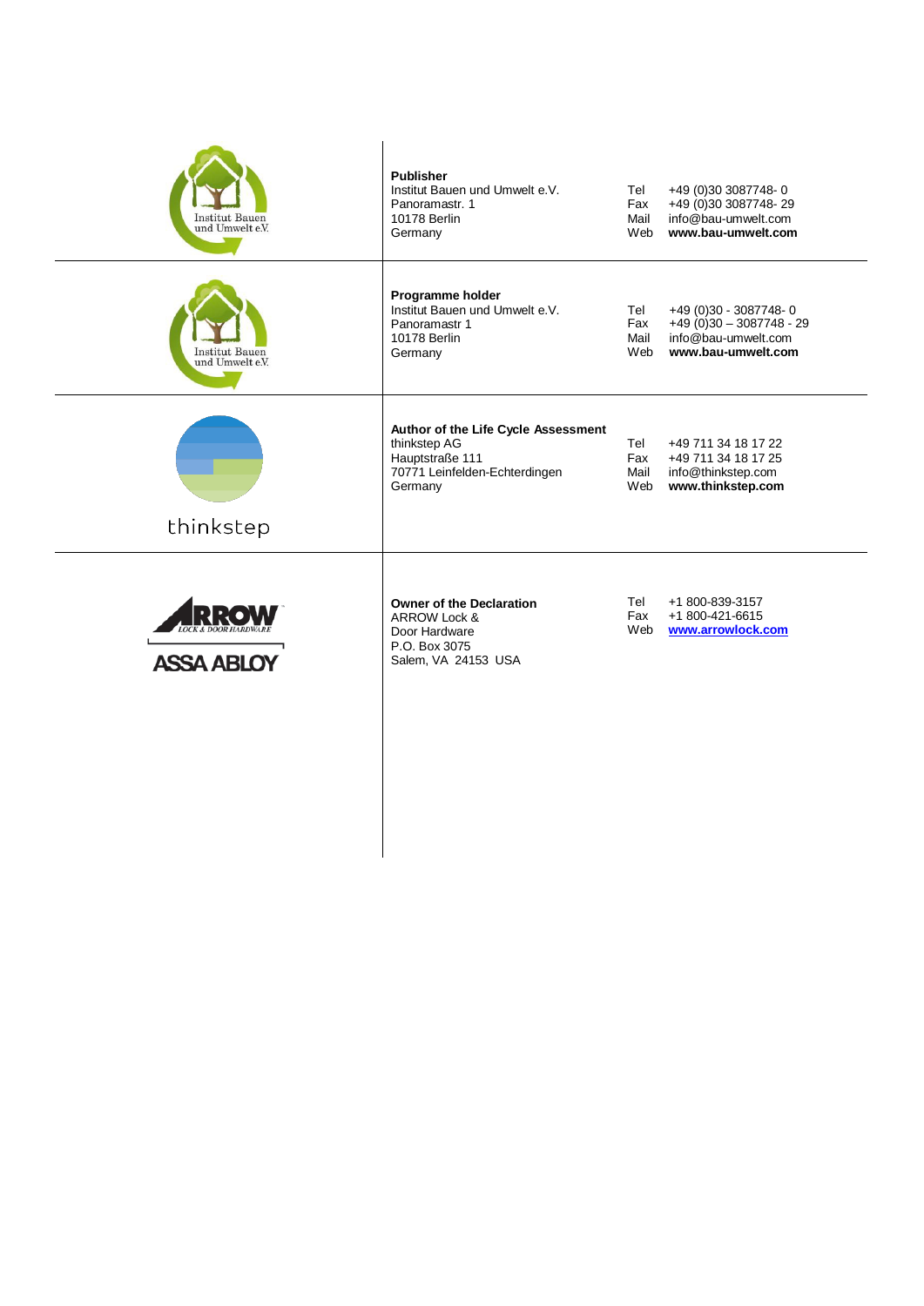**Publisher**
Institut Bauen und Umwelt e.V.
Panoramastr. 1
10178 Berlin
Germany

Tel +49 (0)30 3087748- 0
Fax +49 (0)30 3087748- 29
Mail info@bau-umwelt.com
Web **www.bau-umwelt.com**

**Programme holder**
Institut Bauen und Umwelt e.V.
Panoramastr 1
10178 Berlin
Germany

Tel +49 (0)30 - 3087748- 0
Fax +49 (0)30 – 3087748 - 29
Mail info@bau-umwelt.com
Web **www.bau-umwelt.com**

**Author of the Life Cycle Assessment**
thinkstep AG
Hauptstraße 111
70771 Leinfelden-Echterdingen
Germany

Tel +49 711 34 18 17 22
Fax +49 711 34 18 17 25
Mail info@thinkstep.com
Web **www.thinkstep.com**

**Owner of the Declaration**
ARROW Lock &
Door Hardware
P.O. Box 3075
Salem, VA 24153 USA

Tel +1 800-839-3157
Fax +1 800-421-6615
Web **www.arrowlock.com**